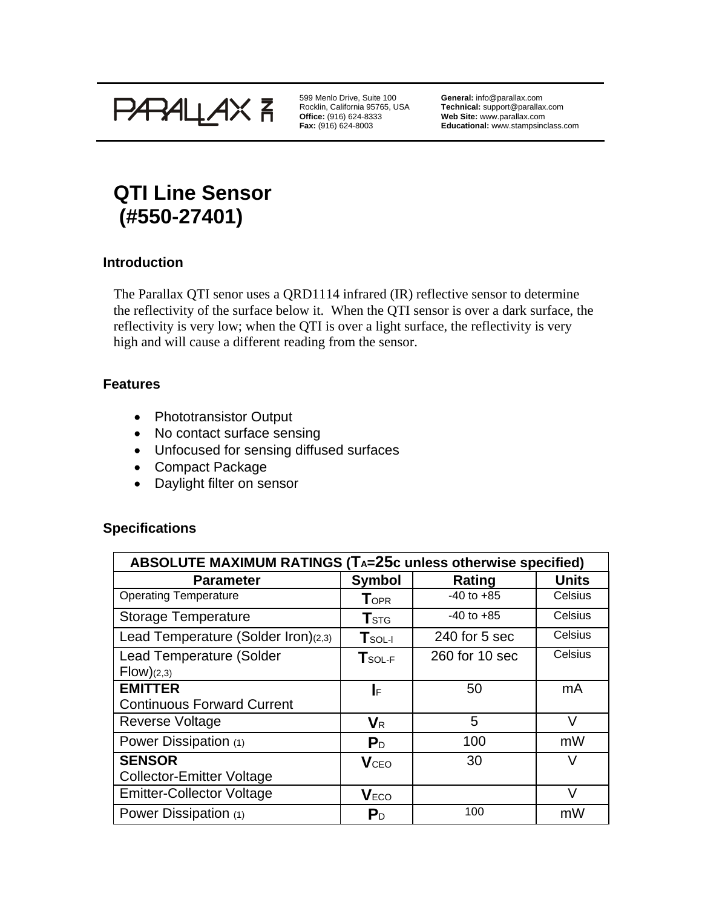599 Menlo Drive, Suite 100
Rocklin, California 95765, USA
**Office:** (916) 624-8333
**Fax:** (916) 624-8003

**General:** info@parallax.com
**Technical:** support@parallax.com
**Web Site:** www.parallax.com
**Educational:** www.stampsinclass.com

# QTI Line Sensor (#550-27401)

## Introduction

The Parallax QTI senor uses a QRD1114 infrared (IR) reflective sensor to determine the reflectivity of the surface below it. When the QTI sensor is over a dark surface, the reflectivity is very low; when the QTI is over a light surface, the reflectivity is very high and will cause a different reading from the sensor.

## Features

- Phototransistor Output
- No contact surface sensing
- Unfocused for sensing diffused surfaces
- Compact Package
- Daylight filter on sensor

## Specifications

| ABSOLUTE MAXIMUM RATINGS ($T_A$=25c unless otherwise specified) | | | |
|---|---|---|---|
| **Parameter** | **Symbol** | **Rating** | **Units** |
| Operating Temperature | $T_{OPR}$ | -40 to +85 | Celsius |
| Storage Temperature | $T_{STG}$ | -40 to +85 | Celsius |
| Lead Temperature (Solder Iron)(2,3) | $T_{SOL-I}$ | 240 for 5 sec | Celsius |
| Lead Temperature (Solder Flow)(2,3) | $T_{SOL-F}$ | 260 for 10 sec | Celsius |
| **EMITTER** Continuous Forward Current | $I_F$ | 50 | mA |
| Reverse Voltage | $V_R$ | 5 | V |
| Power Dissipation (1) | $P_D$ | 100 | mW |
| **SENSOR** Collector-Emitter Voltage | $V_{CEO}$ | 30 | V |
| Emitter-Collector Voltage | $V_{ECO}$ | | V |
| Power Dissipation (1) | $P_D$ | 100 | mW |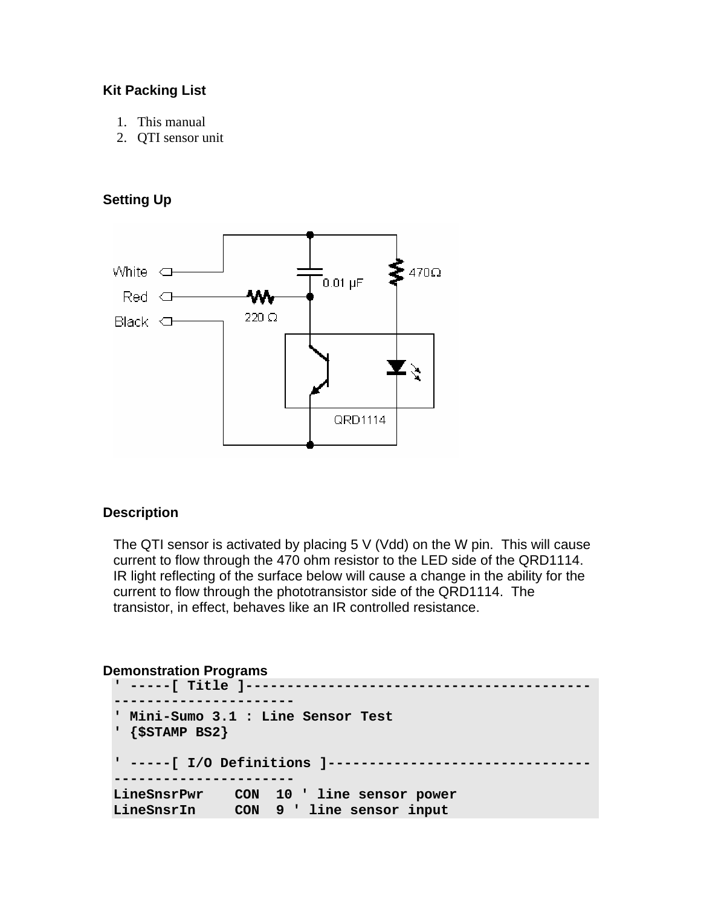### Kit Packing List

1. This manual
2. QTI sensor unit

### Setting Up

White

Red

Black

220 Ω

0.01 µF

470Ω

QRD1114

### Description

The QTI sensor is activated by placing 5 V (Vdd) on the W pin. This will cause current to flow through the 470 ohm resistor to the LED side of the QRD1114. IR light reflecting of the surface below will cause a change in the ability for the current to flow through the phototransistor side of the QRD1114. The transistor, in effect, behaves like an IR controlled resistance.

### Demonstration Programs

```
' -----[ Title ]-----------------------------------------------------------
' Mini-Sumo 3.1 : Line Sensor Test
' {$STAMP BS2}

' -----[ I/O Definitions ]-------------------------------------------------
LineSnsrPwr    CON  10 ' line sensor power
LineSnsrIn     CON  9 ' line sensor input
```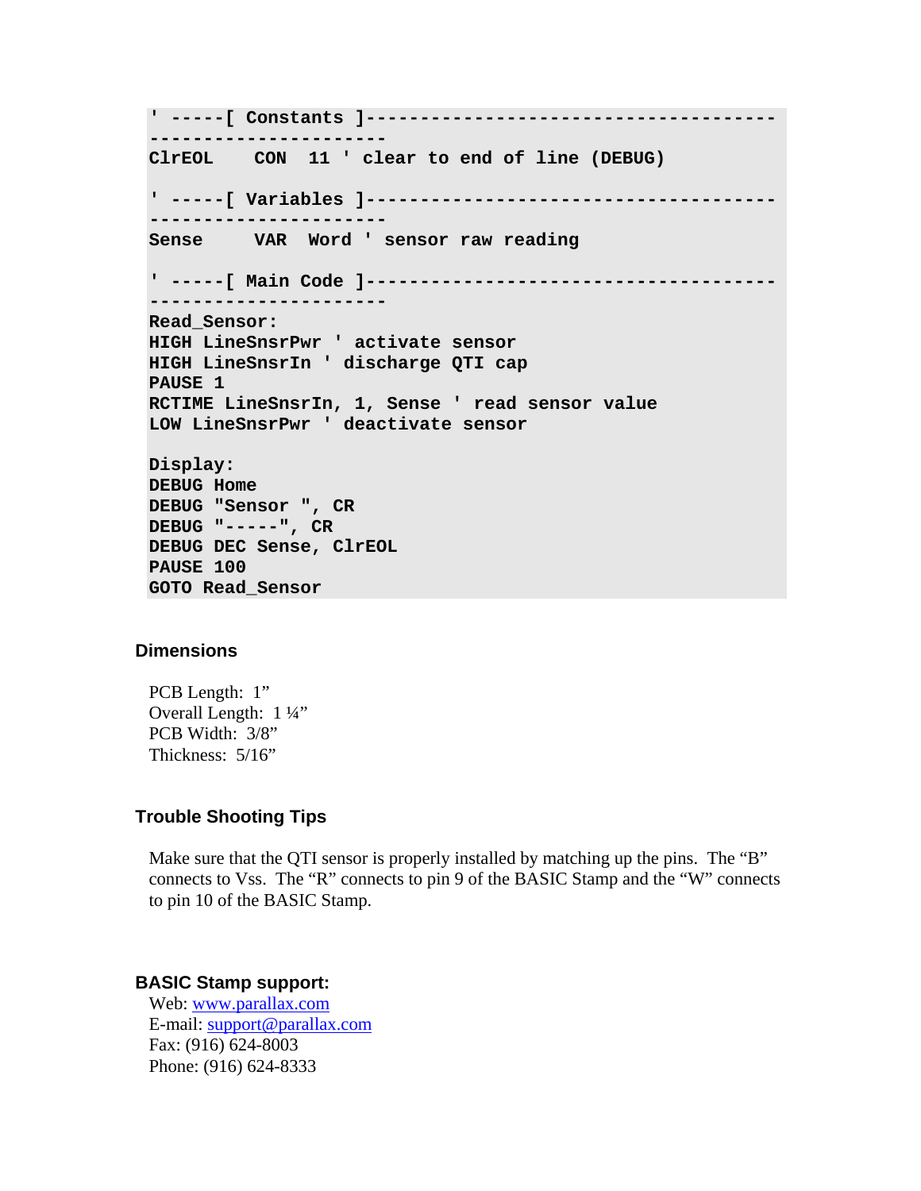```
' -----[ Constants ]-------------------------------------
----------------------
ClrEOL    CON  11 ' clear to end of line (DEBUG)

' -----[ Variables ]-------------------------------------
----------------------
Sense     VAR  Word ' sensor raw reading

' -----[ Main Code ]-------------------------------------
----------------------
Read_Sensor:
HIGH LineSnsrPwr ' activate sensor
HIGH LineSnsrIn ' discharge QTI cap
PAUSE 1
RCTIME LineSnsrIn, 1, Sense ' read sensor value
LOW LineSnsrPwr ' deactivate sensor

Display:
DEBUG Home
DEBUG "Sensor ", CR
DEBUG "-----", CR
DEBUG DEC Sense, ClrEOL
PAUSE 100
GOTO Read_Sensor
```

### Dimensions

PCB Length: 1"
Overall Length: 1 ¼"
PCB Width: 3/8"
Thickness: 5/16"

### Trouble Shooting Tips

Make sure that the QTI sensor is properly installed by matching up the pins. The "B" connects to Vss. The "R" connects to pin 9 of the BASIC Stamp and the "W" connects to pin 10 of the BASIC Stamp.

### BASIC Stamp support:

Web: www.parallax.com
E-mail: support@parallax.com
Fax: (916) 624-8003
Phone: (916) 624-8333